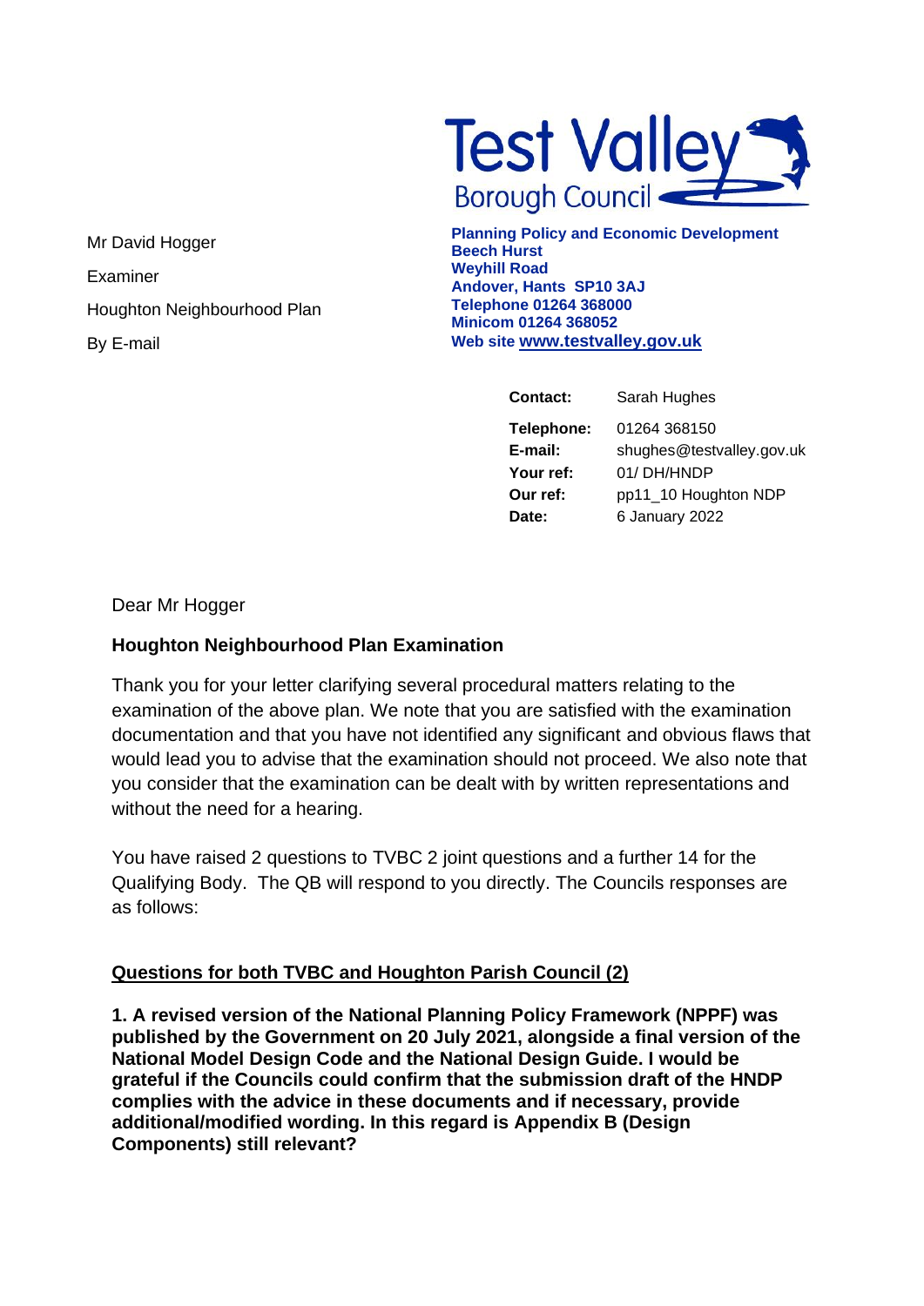**Test Valley Borough Council**

**Planning Policy and Economic Development**
**Beech Hurst**
**Weyhill Road**
**Andover, Hants SP10 3AJ**
**Telephone 01264 368000**
**Minicom 01264 368052**
**Web site www.testvalley.gov.uk**

Mr David Hogger
Examiner
Houghton Neighbourhood Plan
By E-mail

| | |
|---|---|
| **Contact:** | Sarah Hughes |
| **Telephone:** | 01264 368150 |
| **E-mail:** | shughes@testvalley.gov.uk |
| **Your ref:** | 01/ DH/HNDP |
| **Our ref:** | pp11_10 Houghton NDP |
| **Date:** | 6 January 2022 |

Dear Mr Hogger

**Houghton Neighbourhood Plan Examination**

Thank you for your letter clarifying several procedural matters relating to the examination of the above plan. We note that you are satisfied with the examination documentation and that you have not identified any significant and obvious flaws that would lead you to advise that the examination should not proceed. We also note that you consider that the examination can be dealt with by written representations and without the need for a hearing.

You have raised 2 questions to TVBC 2 joint questions and a further 14 for the Qualifying Body. The QB will respond to you directly. The Councils responses are as follows:

**Questions for both TVBC and Houghton Parish Council (2)**

**1. A revised version of the National Planning Policy Framework (NPPF) was published by the Government on 20 July 2021, alongside a final version of the National Model Design Code and the National Design Guide. I would be grateful if the Councils could confirm that the submission draft of the HNDP complies with the advice in these documents and if necessary, provide additional/modified wording. In this regard is Appendix B (Design Components) still relevant?**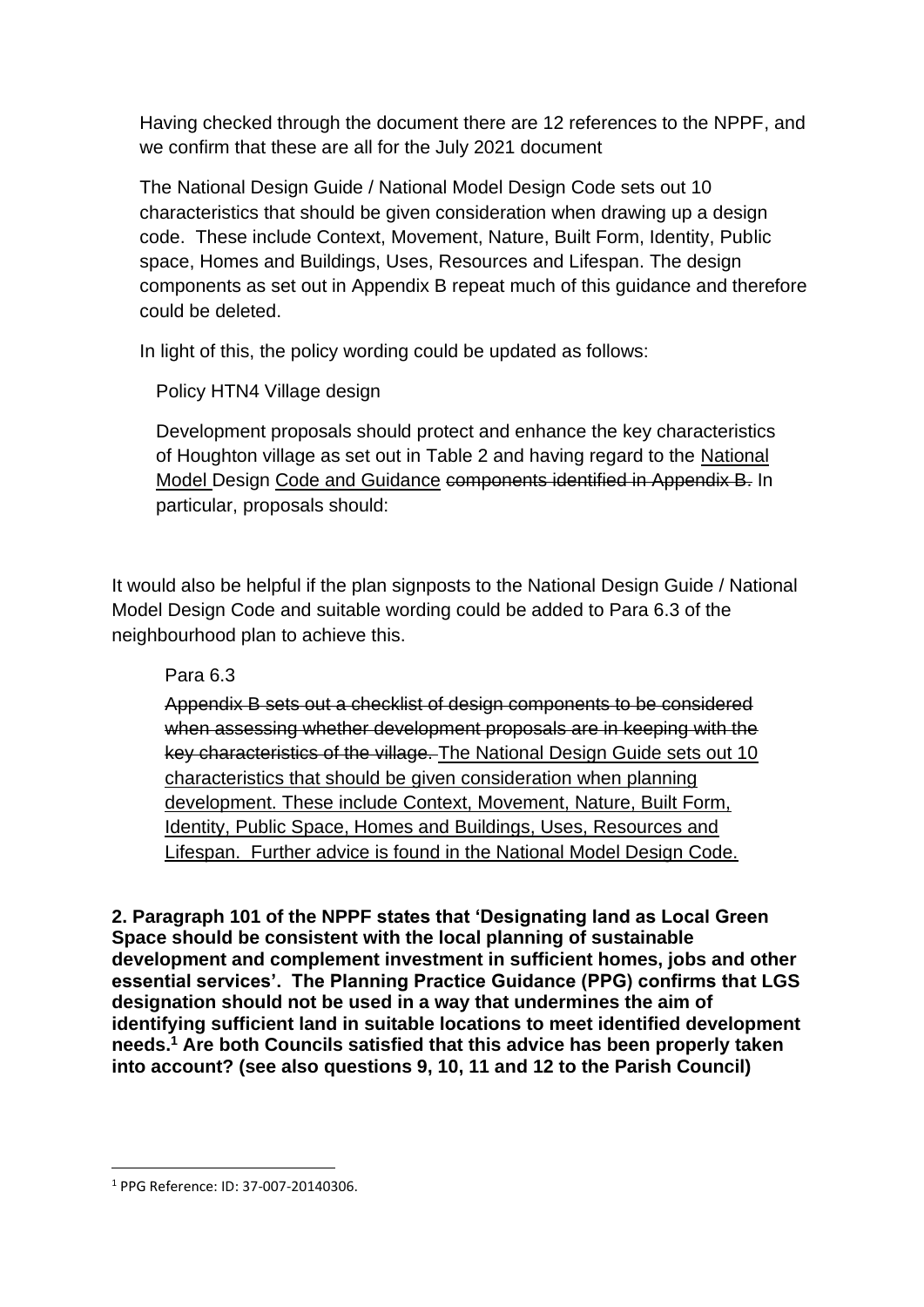Having checked through the document there are 12 references to the NPPF, and we confirm that these are all for the July 2021 document

The National Design Guide / National Model Design Code sets out 10 characteristics that should be given consideration when drawing up a design code. These include Context, Movement, Nature, Built Form, Identity, Public space, Homes and Buildings, Uses, Resources and Lifespan. The design components as set out in Appendix B repeat much of this guidance and therefore could be deleted.

In light of this, the policy wording could be updated as follows:

> Policy HTN4 Village design
>
> Development proposals should protect and enhance the key characteristics of Houghton village as set out in Table 2 and having regard to the <u>National Model</u> Design <u>Code and Guidance</u> ~~components identified in Appendix B.~~ In particular, proposals should:

It would also be helpful if the plan signposts to the National Design Guide / National Model Design Code and suitable wording could be added to Para 6.3 of the neighbourhood plan to achieve this.

> Para 6.3
>
> ~~Appendix B sets out a checklist of design components to be considered when assessing whether development proposals are in keeping with the key characteristics of the village.~~ <u>The National Design Guide sets out 10 characteristics that should be given consideration when planning development. These include Context, Movement, Nature, Built Form, Identity, Public Space, Homes and Buildings, Uses, Resources and Lifespan. Further advice is found in the National Model Design Code.</u>

**2. Paragraph 101 of the NPPF states that 'Designating land as Local Green Space should be consistent with the local planning of sustainable development and complement investment in sufficient homes, jobs and other essential services'. The Planning Practice Guidance (PPG) confirms that LGS designation should not be used in a way that undermines the aim of identifying sufficient land in suitable locations to meet identified development needs.[1] Are both Councils satisfied that this advice has been properly taken into account? (see also questions 9, 10, 11 and 12 to the Parish Council)**

---

[1] PPG Reference: ID: 37-007-20140306.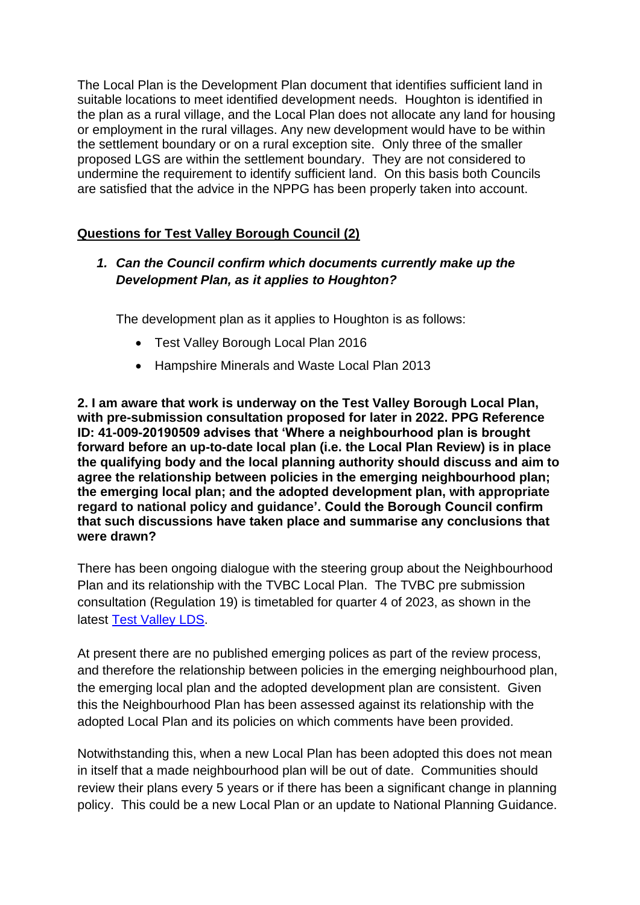The Local Plan is the Development Plan document that identifies sufficient land in suitable locations to meet identified development needs. Houghton is identified in the plan as a rural village, and the Local Plan does not allocate any land for housing or employment in the rural villages. Any new development would have to be within the settlement boundary or on a rural exception site. Only three of the smaller proposed LGS are within the settlement boundary. They are not considered to undermine the requirement to identify sufficient land. On this basis both Councils are satisfied that the advice in the NPPG has been properly taken into account.

**Questions for Test Valley Borough Council (2)**

1. ***Can the Council confirm which documents currently make up the Development Plan, as it applies to Houghton?***

   The development plan as it applies to Houghton is as follows:

   - Test Valley Borough Local Plan 2016
   - Hampshire Minerals and Waste Local Plan 2013

**2. I am aware that work is underway on the Test Valley Borough Local Plan, with pre-submission consultation proposed for later in 2022. PPG Reference ID: 41-009-20190509 advises that 'Where a neighbourhood plan is brought forward before an up-to-date local plan (i.e. the Local Plan Review) is in place the qualifying body and the local planning authority should discuss and aim to agree the relationship between policies in the emerging neighbourhood plan; the emerging local plan; and the adopted development plan, with appropriate regard to national policy and guidance'. Could the Borough Council confirm that such discussions have taken place and summarise any conclusions that were drawn?**

There has been ongoing dialogue with the steering group about the Neighbourhood Plan and its relationship with the TVBC Local Plan. The TVBC pre submission consultation (Regulation 19) is timetabled for quarter 4 of 2023, as shown in the latest [Test Valley LDS](Test Valley LDS).

At present there are no published emerging polices as part of the review process, and therefore the relationship between policies in the emerging neighbourhood plan, the emerging local plan and the adopted development plan are consistent. Given this the Neighbourhood Plan has been assessed against its relationship with the adopted Local Plan and its policies on which comments have been provided.

Notwithstanding this, when a new Local Plan has been adopted this does not mean in itself that a made neighbourhood plan will be out of date. Communities should review their plans every 5 years or if there has been a significant change in planning policy. This could be a new Local Plan or an update to National Planning Guidance.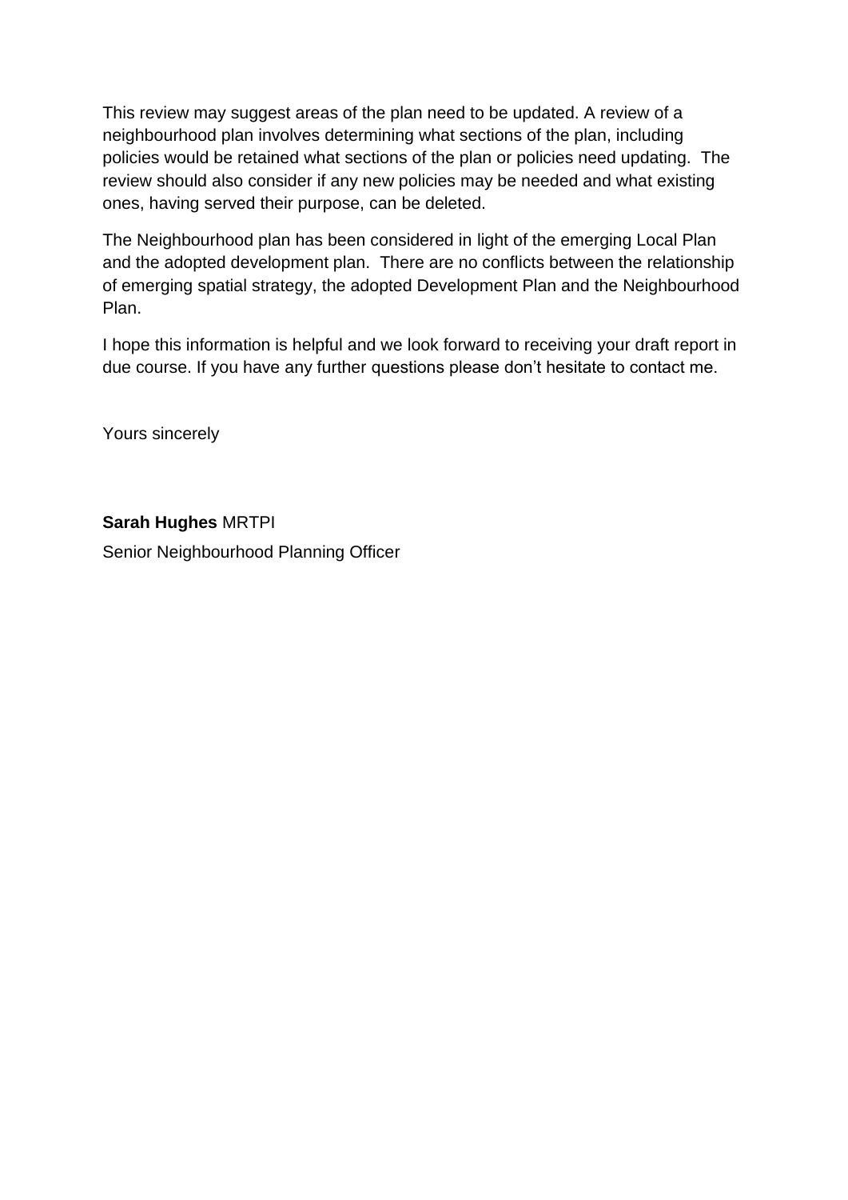This review may suggest areas of the plan need to be updated. A review of a neighbourhood plan involves determining what sections of the plan, including policies would be retained what sections of the plan or policies need updating. The review should also consider if any new policies may be needed and what existing ones, having served their purpose, can be deleted.

The Neighbourhood plan has been considered in light of the emerging Local Plan and the adopted development plan. There are no conflicts between the relationship of emerging spatial strategy, the adopted Development Plan and the Neighbourhood Plan.

I hope this information is helpful and we look forward to receiving your draft report in due course. If you have any further questions please don't hesitate to contact me.

Yours sincerely

**Sarah Hughes** MRTPI

Senior Neighbourhood Planning Officer